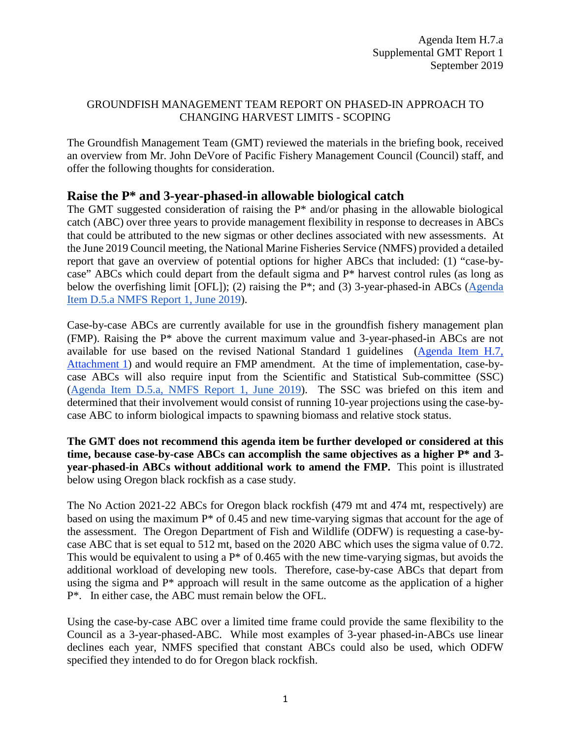Agenda Item H.7.a
Supplemental GMT Report 1
September 2019

GROUNDFISH MANAGEMENT TEAM REPORT ON PHASED-IN APPROACH TO CHANGING HARVEST LIMITS - SCOPING

The Groundfish Management Team (GMT) reviewed the materials in the briefing book, received an overview from Mr. John DeVore of Pacific Fishery Management Council (Council) staff, and offer the following thoughts for consideration.

## Raise the P* and 3-year-phased-in allowable biological catch

The GMT suggested consideration of raising the P* and/or phasing in the allowable biological catch (ABC) over three years to provide management flexibility in response to decreases in ABCs that could be attributed to the new sigmas or other declines associated with new assessments. At the June 2019 Council meeting, the National Marine Fisheries Service (NMFS) provided a detailed report that gave an overview of potential options for higher ABCs that included: (1) "case-by-case" ABCs which could depart from the default sigma and P* harvest control rules (as long as below the overfishing limit [OFL]); (2) raising the P*; and (3) 3-year-phased-in ABCs (Agenda Item D.5.a NMFS Report 1, June 2019).

Case-by-case ABCs are currently available for use in the groundfish fishery management plan (FMP). Raising the P* above the current maximum value and 3-year-phased-in ABCs are not available for use based on the revised National Standard 1 guidelines (Agenda Item H.7, Attachment 1) and would require an FMP amendment. At the time of implementation, case-by-case ABCs will also require input from the Scientific and Statistical Sub-committee (SSC) (Agenda Item D.5.a, NMFS Report 1, June 2019). The SSC was briefed on this item and determined that their involvement would consist of running 10-year projections using the case-by-case ABC to inform biological impacts to spawning biomass and relative stock status.

**The GMT does not recommend this agenda item be further developed or considered at this time, because case-by-case ABCs can accomplish the same objectives as a higher P* and 3-year-phased-in ABCs without additional work to amend the FMP.** This point is illustrated below using Oregon black rockfish as a case study.

The No Action 2021-22 ABCs for Oregon black rockfish (479 mt and 474 mt, respectively) are based on using the maximum P* of 0.45 and new time-varying sigmas that account for the age of the assessment. The Oregon Department of Fish and Wildlife (ODFW) is requesting a case-by-case ABC that is set equal to 512 mt, based on the 2020 ABC which uses the sigma value of 0.72. This would be equivalent to using a P* of 0.465 with the new time-varying sigmas, but avoids the additional workload of developing new tools. Therefore, case-by-case ABCs that depart from using the sigma and P* approach will result in the same outcome as the application of a higher P*. In either case, the ABC must remain below the OFL.

Using the case-by-case ABC over a limited time frame could provide the same flexibility to the Council as a 3-year-phased-ABC. While most examples of 3-year phased-in-ABCs use linear declines each year, NMFS specified that constant ABCs could also be used, which ODFW specified they intended to do for Oregon black rockfish.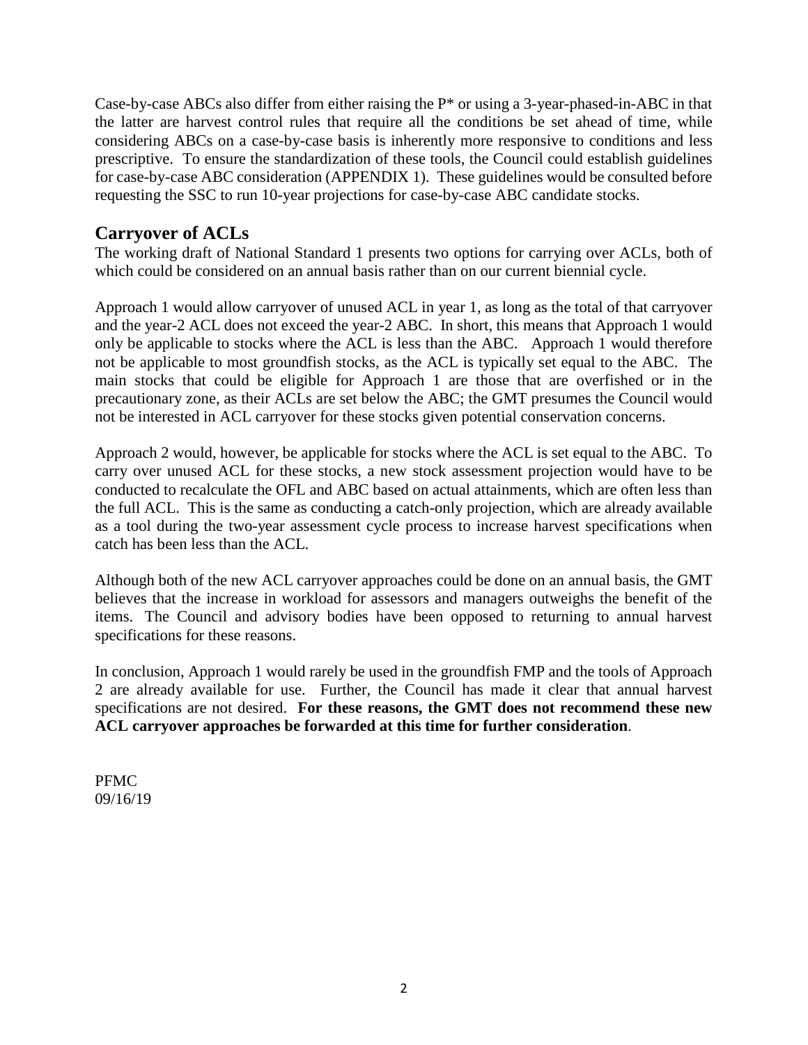Case-by-case ABCs also differ from either raising the P* or using a 3-year-phased-in-ABC in that the latter are harvest control rules that require all the conditions be set ahead of time, while considering ABCs on a case-by-case basis is inherently more responsive to conditions and less prescriptive. To ensure the standardization of these tools, the Council could establish guidelines for case-by-case ABC consideration (APPENDIX 1). These guidelines would be consulted before requesting the SSC to run 10-year projections for case-by-case ABC candidate stocks.

## Carryover of ACLs

The working draft of National Standard 1 presents two options for carrying over ACLs, both of which could be considered on an annual basis rather than on our current biennial cycle.

Approach 1 would allow carryover of unused ACL in year 1, as long as the total of that carryover and the year-2 ACL does not exceed the year-2 ABC. In short, this means that Approach 1 would only be applicable to stocks where the ACL is less than the ABC. Approach 1 would therefore not be applicable to most groundfish stocks, as the ACL is typically set equal to the ABC. The main stocks that could be eligible for Approach 1 are those that are overfished or in the precautionary zone, as their ACLs are set below the ABC; the GMT presumes the Council would not be interested in ACL carryover for these stocks given potential conservation concerns.

Approach 2 would, however, be applicable for stocks where the ACL is set equal to the ABC. To carry over unused ACL for these stocks, a new stock assessment projection would have to be conducted to recalculate the OFL and ABC based on actual attainments, which are often less than the full ACL. This is the same as conducting a catch-only projection, which are already available as a tool during the two-year assessment cycle process to increase harvest specifications when catch has been less than the ACL.

Although both of the new ACL carryover approaches could be done on an annual basis, the GMT believes that the increase in workload for assessors and managers outweighs the benefit of the items. The Council and advisory bodies have been opposed to returning to annual harvest specifications for these reasons.

In conclusion, Approach 1 would rarely be used in the groundfish FMP and the tools of Approach 2 are already available for use. Further, the Council has made it clear that annual harvest specifications are not desired. **For these reasons, the GMT does not recommend these new ACL carryover approaches be forwarded at this time for further consideration**.

PFMC
09/16/19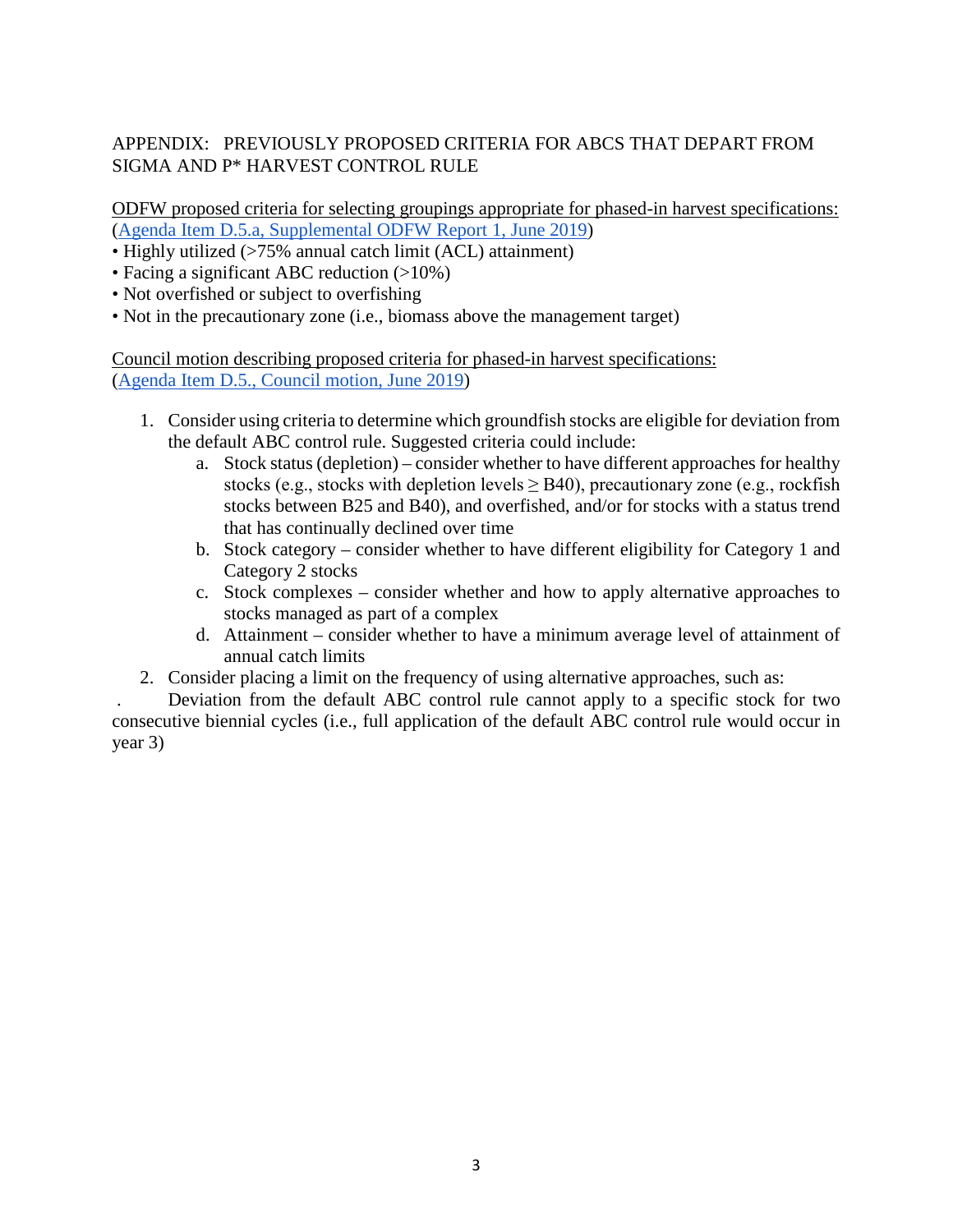## APPENDIX: PREVIOUSLY PROPOSED CRITERIA FOR ABCS THAT DEPART FROM SIGMA AND P* HARVEST CONTROL RULE

ODFW proposed criteria for selecting groupings appropriate for phased-in harvest specifications: (Agenda Item D.5.a, Supplemental ODFW Report 1, June 2019)

- Highly utilized (>75% annual catch limit (ACL) attainment)
- Facing a significant ABC reduction (>10%)
- Not overfished or subject to overfishing
- Not in the precautionary zone (i.e., biomass above the management target)

Council motion describing proposed criteria for phased-in harvest specifications: (Agenda Item D.5., Council motion, June 2019)

1. Consider using criteria to determine which groundfish stocks are eligible for deviation from the default ABC control rule. Suggested criteria could include:
   a. Stock status (depletion) – consider whether to have different approaches for healthy stocks (e.g., stocks with depletion levels ≥ B40), precautionary zone (e.g., rockfish stocks between B25 and B40), and overfished, and/or for stocks with a status trend that has continually declined over time
   b. Stock category – consider whether to have different eligibility for Category 1 and Category 2 stocks
   c. Stock complexes – consider whether and how to apply alternative approaches to stocks managed as part of a complex
   d. Attainment – consider whether to have a minimum average level of attainment of annual catch limits
2. Consider placing a limit on the frequency of using alternative approaches, such as:

. Deviation from the default ABC control rule cannot apply to a specific stock for two consecutive biennial cycles (i.e., full application of the default ABC control rule would occur in year 3)